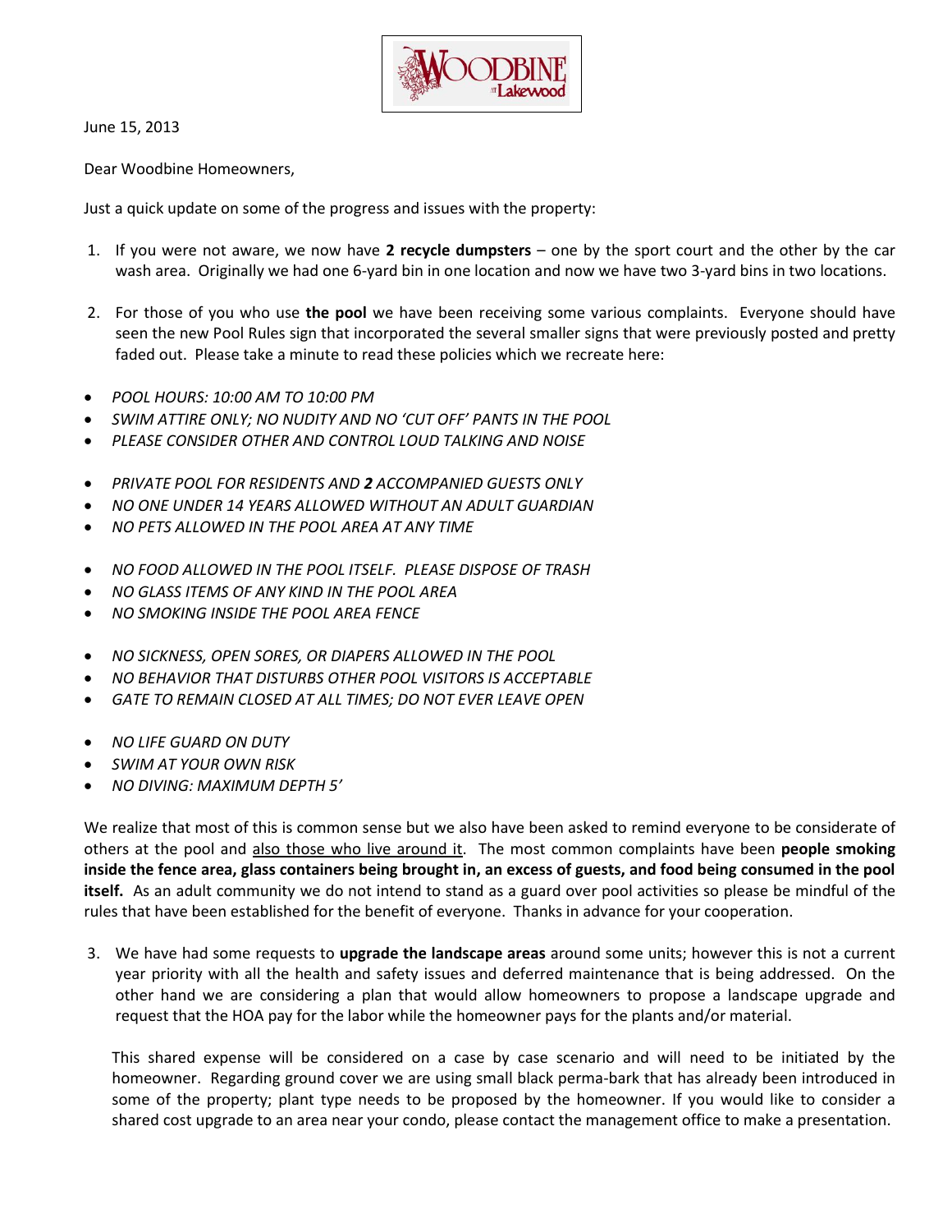June 15, 2013

Dear Woodbine Homeowners,

Just a quick update on some of the progress and issues with the property:

1. If you were not aware, we now have **2 recycle dumpsters** – one by the sport court and the other by the car wash area. Originally we had one 6-yard bin in one location and now we have two 3-yard bins in two locations.

2. For those of you who use **the pool** we have been receiving some various complaints. Everyone should have seen the new Pool Rules sign that incorporated the several smaller signs that were previously posted and pretty faded out. Please take a minute to read these policies which we recreate here:

- *POOL HOURS: 10:00 AM TO 10:00 PM*
- *SWIM ATTIRE ONLY; NO NUDITY AND NO 'CUT OFF' PANTS IN THE POOL*
- *PLEASE CONSIDER OTHER AND CONTROL LOUD TALKING AND NOISE*

- *PRIVATE POOL FOR RESIDENTS AND **2** ACCOMPANIED GUESTS ONLY*
- *NO ONE UNDER 14 YEARS ALLOWED WITHOUT AN ADULT GUARDIAN*
- *NO PETS ALLOWED IN THE POOL AREA AT ANY TIME*

- *NO FOOD ALLOWED IN THE POOL ITSELF. PLEASE DISPOSE OF TRASH*
- *NO GLASS ITEMS OF ANY KIND IN THE POOL AREA*
- *NO SMOKING INSIDE THE POOL AREA FENCE*

- *NO SICKNESS, OPEN SORES, OR DIAPERS ALLOWED IN THE POOL*
- *NO BEHAVIOR THAT DISTURBS OTHER POOL VISITORS IS ACCEPTABLE*
- *GATE TO REMAIN CLOSED AT ALL TIMES; DO NOT EVER LEAVE OPEN*

- *NO LIFE GUARD ON DUTY*
- *SWIM AT YOUR OWN RISK*
- *NO DIVING: MAXIMUM DEPTH 5'*

We realize that most of this is common sense but we also have been asked to remind everyone to be considerate of others at the pool and also those who live around it. The most common complaints have been **people smoking inside the fence area, glass containers being brought in, an excess of guests, and food being consumed in the pool itself.** As an adult community we do not intend to stand as a guard over pool activities so please be mindful of the rules that have been established for the benefit of everyone. Thanks in advance for your cooperation.

3. We have had some requests to **upgrade the landscape areas** around some units; however this is not a current year priority with all the health and safety issues and deferred maintenance that is being addressed. On the other hand we are considering a plan that would allow homeowners to propose a landscape upgrade and request that the HOA pay for the labor while the homeowner pays for the plants and/or material.

   This shared expense will be considered on a case by case scenario and will need to be initiated by the homeowner. Regarding ground cover we are using small black perma-bark that has already been introduced in some of the property; plant type needs to be proposed by the homeowner. If you would like to consider a shared cost upgrade to an area near your condo, please contact the management office to make a presentation.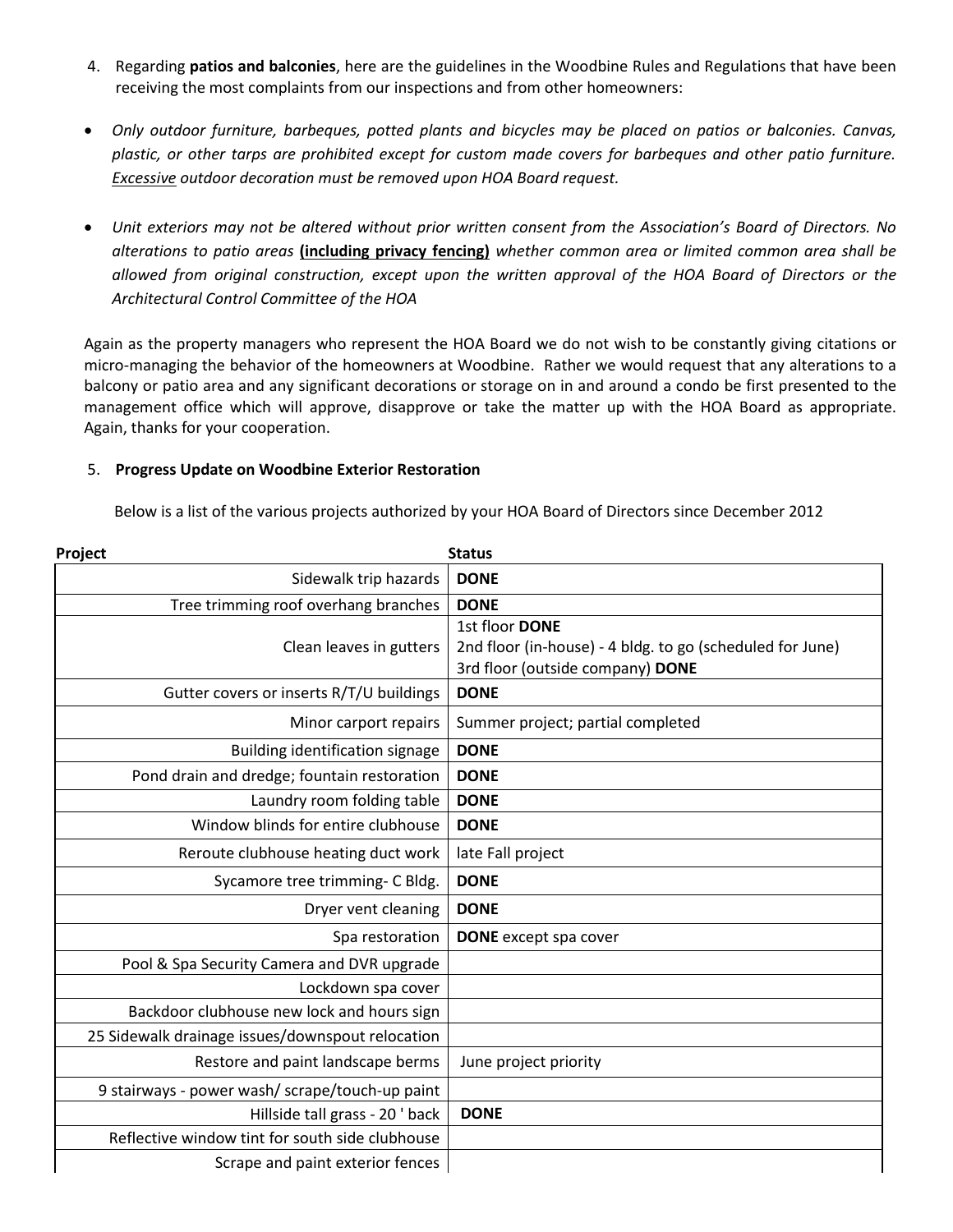4. Regarding **patios and balconies**, here are the guidelines in the Woodbine Rules and Regulations that have been receiving the most complaints from our inspections and from other homeowners:

- *Only outdoor furniture, barbeques, potted plants and bicycles may be placed on patios or balconies. Canvas, plastic, or other tarps are prohibited except for custom made covers for barbeques and other patio furniture. Excessive outdoor decoration must be removed upon HOA Board request.*

- *Unit exteriors may not be altered without prior written consent from the Association's Board of Directors. No alterations to patio areas* **(including privacy fencing)** *whether common area or limited common area shall be allowed from original construction, except upon the written approval of the HOA Board of Directors or the Architectural Control Committee of the HOA*

Again as the property managers who represent the HOA Board we do not wish to be constantly giving citations or micro-managing the behavior of the homeowners at Woodbine. Rather we would request that any alterations to a balcony or patio area and any significant decorations or storage on in and around a condo be first presented to the management office which will approve, disapprove or take the matter up with the HOA Board as appropriate. Again, thanks for your cooperation.

5. **Progress Update on Woodbine Exterior Restoration**

Below is a list of the various projects authorized by your HOA Board of Directors since December 2012

| Project | Status |
|---|---|
| Sidewalk trip hazards | **DONE** |
| Tree trimming roof overhang branches | **DONE** |
| Clean leaves in gutters | 1st floor **DONE**<br>2nd floor (in-house) - 4 bldg. to go (scheduled for June)<br>3rd floor (outside company) **DONE** |
| Gutter covers or inserts R/T/U buildings | **DONE** |
| Minor carport repairs | Summer project; partial completed |
| Building identification signage | **DONE** |
| Pond drain and dredge; fountain restoration | **DONE** |
| Laundry room folding table | **DONE** |
| Window blinds for entire clubhouse | **DONE** |
| Reroute clubhouse heating duct work | late Fall project |
| Sycamore tree trimming- C Bldg. | **DONE** |
| Dryer vent cleaning | **DONE** |
| Spa restoration | **DONE** except spa cover |
| Pool & Spa Security Camera and DVR upgrade | |
| Lockdown spa cover | |
| Backdoor clubhouse new lock and hours sign | |
| 25 Sidewalk drainage issues/downspout relocation | |
| Restore and paint landscape berms | June project priority |
| 9 stairways - power wash/ scrape/touch-up paint | |
| Hillside tall grass - 20 ' back | **DONE** |
| Reflective window tint for south side clubhouse | |
| Scrape and paint exterior fences | |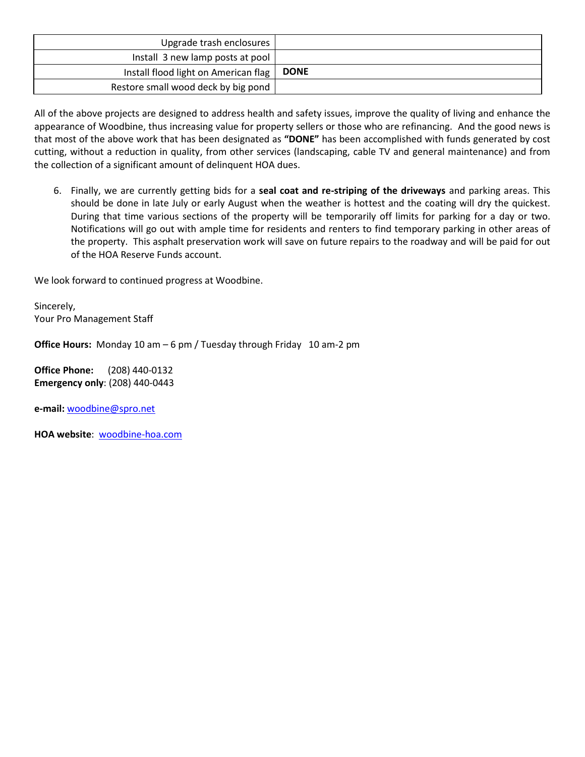| | |
|---|---|
| Upgrade trash enclosures | |
| Install 3 new lamp posts at pool | |
| Install flood light on American flag | **DONE** |
| Restore small wood deck by big pond | |

All of the above projects are designed to address health and safety issues, improve the quality of living and enhance the appearance of Woodbine, thus increasing value for property sellers or those who are refinancing. And the good news is that most of the above work that has been designated as **"DONE"** has been accomplished with funds generated by cost cutting, without a reduction in quality, from other services (landscaping, cable TV and general maintenance) and from the collection of a significant amount of delinquent HOA dues.

6. Finally, we are currently getting bids for a **seal coat and re-striping of the driveways** and parking areas. This should be done in late July or early August when the weather is hottest and the coating will dry the quickest. During that time various sections of the property will be temporarily off limits for parking for a day or two. Notifications will go out with ample time for residents and renters to find temporary parking in other areas of the property. This asphalt preservation work will save on future repairs to the roadway and will be paid for out of the HOA Reserve Funds account.

We look forward to continued progress at Woodbine.

Sincerely,
Your Pro Management Staff

**Office Hours:** Monday 10 am – 6 pm / Tuesday through Friday 10 am-2 pm

**Office Phone:** (208) 440-0132
**Emergency only**: (208) 440-0443

**e-mail:** woodbine@spro.net

**HOA website**: woodbine-hoa.com